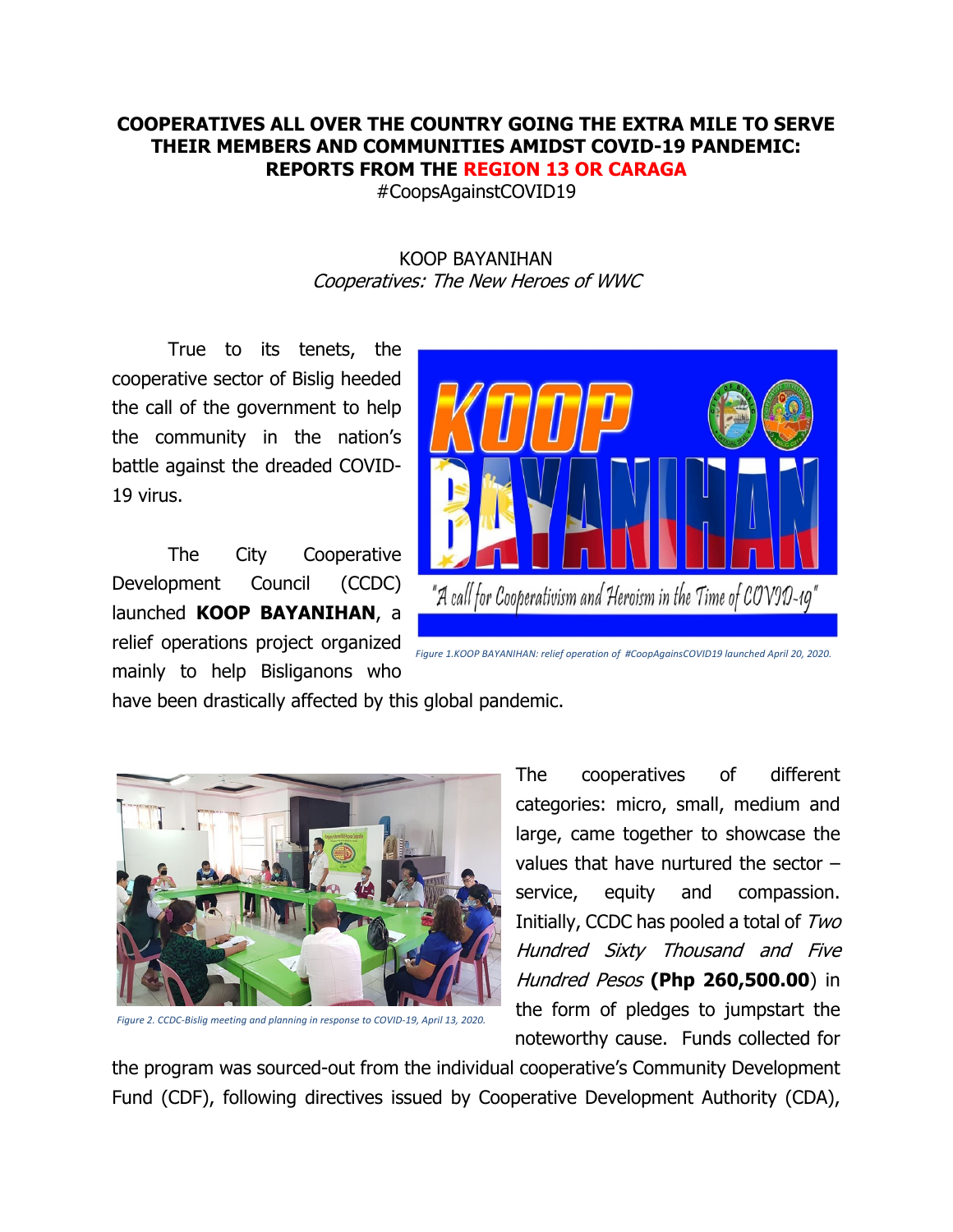# COOPERATIVES ALL OVER THE COUNTRY GOING THE EXTRA MILE TO SERVE THEIR MEMBERS AND COMMUNITIES AMIDST COVID-19 PANDEMIC: REPORTS FROM THE REGION 13 OR CARAGA

#CoopsAgainstCOVID19

## KOOP BAYANIHAN

*Cooperatives: The New Heroes of WWC*

True to its tenets, the cooperative sector of Bislig heeded the call of the government to help the community in the nation's battle against the dreaded COVID-19 virus.

The City Cooperative Development Council (CCDC) launched **KOOP BAYANIHAN**, a relief operations project organized mainly to help Bisliganons who have been drastically affected by this global pandemic.

*Figure 1.KOOP BAYANIHAN: relief operation of #CoopAgainsCOVID19 launched April 20, 2020.*

*Figure 2. CCDC-Bislig meeting and planning in response to COVID-19, April 13, 2020.*

The cooperatives of different categories: micro, small, medium and large, came together to showcase the values that have nurtured the sector – service, equity and compassion. Initially, CCDC has pooled a total of *Two Hundred Sixty Thousand and Five Hundred Pesos* **(Php 260,500.00**) in the form of pledges to jumpstart the noteworthy cause. Funds collected for the program was sourced-out from the individual cooperative's Community Development Fund (CDF), following directives issued by Cooperative Development Authority (CDA),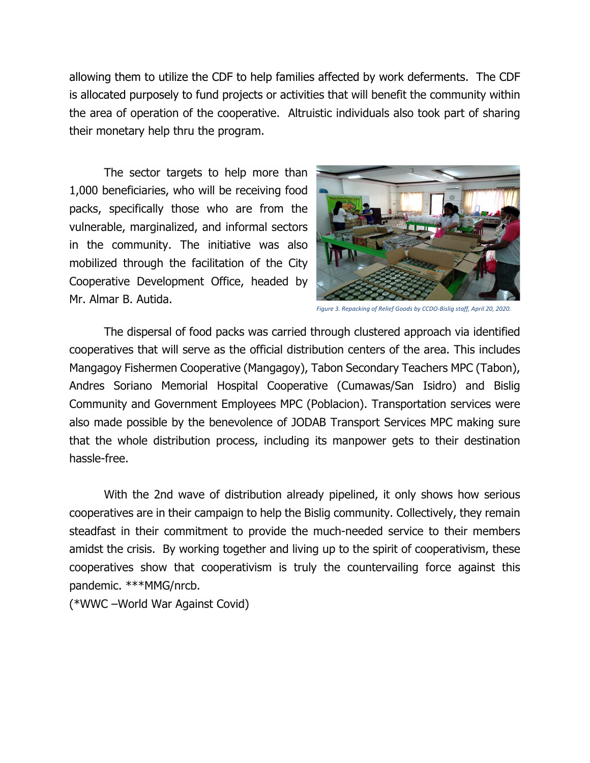allowing them to utilize the CDF to help families affected by work deferments. The CDF is allocated purposely to fund projects or activities that will benefit the community within the area of operation of the cooperative. Altruistic individuals also took part of sharing their monetary help thru the program.

The sector targets to help more than 1,000 beneficiaries, who will be receiving food packs, specifically those who are from the vulnerable, marginalized, and informal sectors in the community. The initiative was also mobilized through the facilitation of the City Cooperative Development Office, headed by Mr. Almar B. Autida.

*Figure 3. Repacking of Relief Goods by CCDO-Bislig staff, April 20, 2020.*

The dispersal of food packs was carried through clustered approach via identified cooperatives that will serve as the official distribution centers of the area. This includes Mangagoy Fishermen Cooperative (Mangagoy), Tabon Secondary Teachers MPC (Tabon), Andres Soriano Memorial Hospital Cooperative (Cumawas/San Isidro) and Bislig Community and Government Employees MPC (Poblacion). Transportation services were also made possible by the benevolence of JODAB Transport Services MPC making sure that the whole distribution process, including its manpower gets to their destination hassle-free.

With the 2nd wave of distribution already pipelined, it only shows how serious cooperatives are in their campaign to help the Bislig community. Collectively, they remain steadfast in their commitment to provide the much-needed service to their members amidst the crisis. By working together and living up to the spirit of cooperativism, these cooperatives show that cooperativism is truly the countervailing force against this pandemic. ***MMG/nrcb.

(*WWC –World War Against Covid)